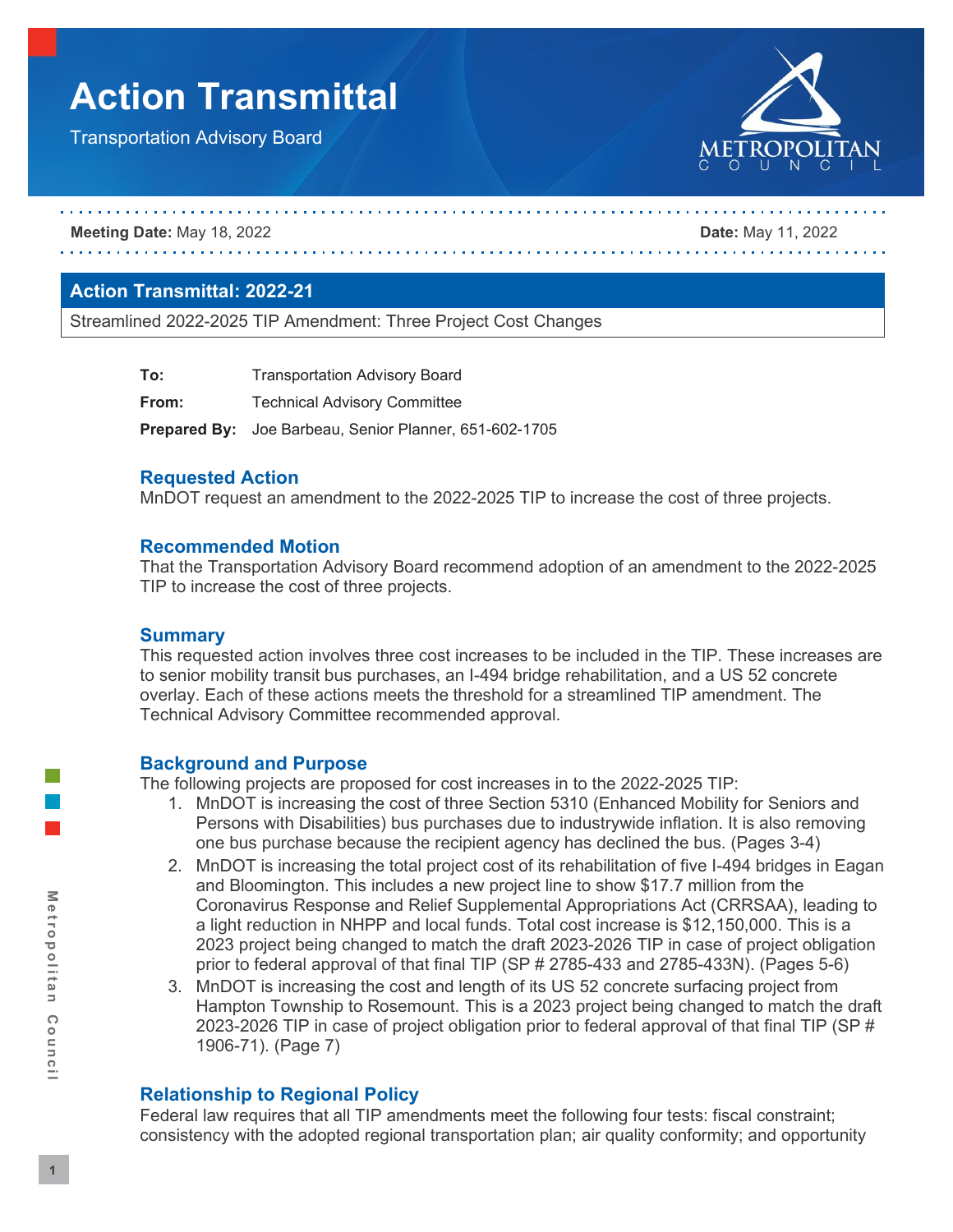# Action Transmittal

Transportation Advisory Board

**Meeting Date:** May 18, 2022 **Date:** May 11, 2022

## Action Transmittal: 2022-21

Streamlined 2022-2025 TIP Amendment: Three Project Cost Changes

**To:** Transportation Advisory Board

**From:** Technical Advisory Committee

**Prepared By:** Joe Barbeau, Senior Planner, 651-602-1705

### Requested Action

MnDOT request an amendment to the 2022-2025 TIP to increase the cost of three projects.

### Recommended Motion

That the Transportation Advisory Board recommend adoption of an amendment to the 2022-2025 TIP to increase the cost of three projects.

### Summary

This requested action involves three cost increases to be included in the TIP. These increases are to senior mobility transit bus purchases, an I-494 bridge rehabilitation, and a US 52 concrete overlay. Each of these actions meets the threshold for a streamlined TIP amendment. The Technical Advisory Committee recommended approval.

### Background and Purpose

The following projects are proposed for cost increases in to the 2022-2025 TIP:

1. MnDOT is increasing the cost of three Section 5310 (Enhanced Mobility for Seniors and Persons with Disabilities) bus purchases due to industrywide inflation. It is also removing one bus purchase because the recipient agency has declined the bus. (Pages 3-4)
2. MnDOT is increasing the total project cost of its rehabilitation of five I-494 bridges in Eagan and Bloomington. This includes a new project line to show $17.7 million from the Coronavirus Response and Relief Supplemental Appropriations Act (CRRSAA), leading to a light reduction in NHPP and local funds. Total cost increase is $12,150,000. This is a 2023 project being changed to match the draft 2023-2026 TIP in case of project obligation prior to federal approval of that final TIP (SP # 2785-433 and 2785-433N). (Pages 5-6)
3. MnDOT is increasing the cost and length of its US 52 concrete surfacing project from Hampton Township to Rosemount. This is a 2023 project being changed to match the draft 2023-2026 TIP in case of project obligation prior to federal approval of that final TIP (SP # 1906-71). (Page 7)

### Relationship to Regional Policy

Federal law requires that all TIP amendments meet the following four tests: fiscal constraint; consistency with the adopted regional transportation plan; air quality conformity; and opportunity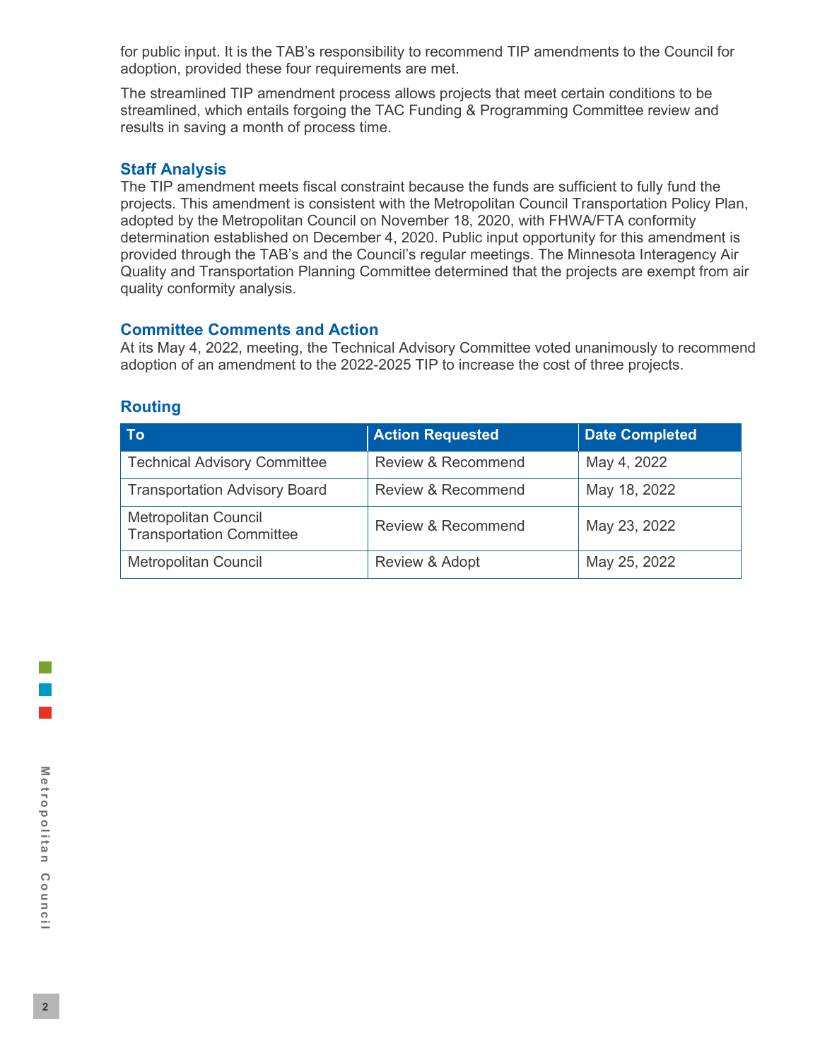for public input. It is the TAB's responsibility to recommend TIP amendments to the Council for adoption, provided these four requirements are met.

The streamlined TIP amendment process allows projects that meet certain conditions to be streamlined, which entails forgoing the TAC Funding & Programming Committee review and results in saving a month of process time.

## Staff Analysis

The TIP amendment meets fiscal constraint because the funds are sufficient to fully fund the projects. This amendment is consistent with the Metropolitan Council Transportation Policy Plan, adopted by the Metropolitan Council on November 18, 2020, with FHWA/FTA conformity determination established on December 4, 2020. Public input opportunity for this amendment is provided through the TAB's and the Council's regular meetings. The Minnesota Interagency Air Quality and Transportation Planning Committee determined that the projects are exempt from air quality conformity analysis.

## Committee Comments and Action

At its May 4, 2022, meeting, the Technical Advisory Committee voted unanimously to recommend adoption of an amendment to the 2022-2025 TIP to increase the cost of three projects.

## Routing

| To | Action Requested | Date Completed |
| --- | --- | --- |
| Technical Advisory Committee | Review & Recommend | May 4, 2022 |
| Transportation Advisory Board | Review & Recommend | May 18, 2022 |
| Metropolitan Council Transportation Committee | Review & Recommend | May 23, 2022 |
| Metropolitan Council | Review & Adopt | May 25, 2022 |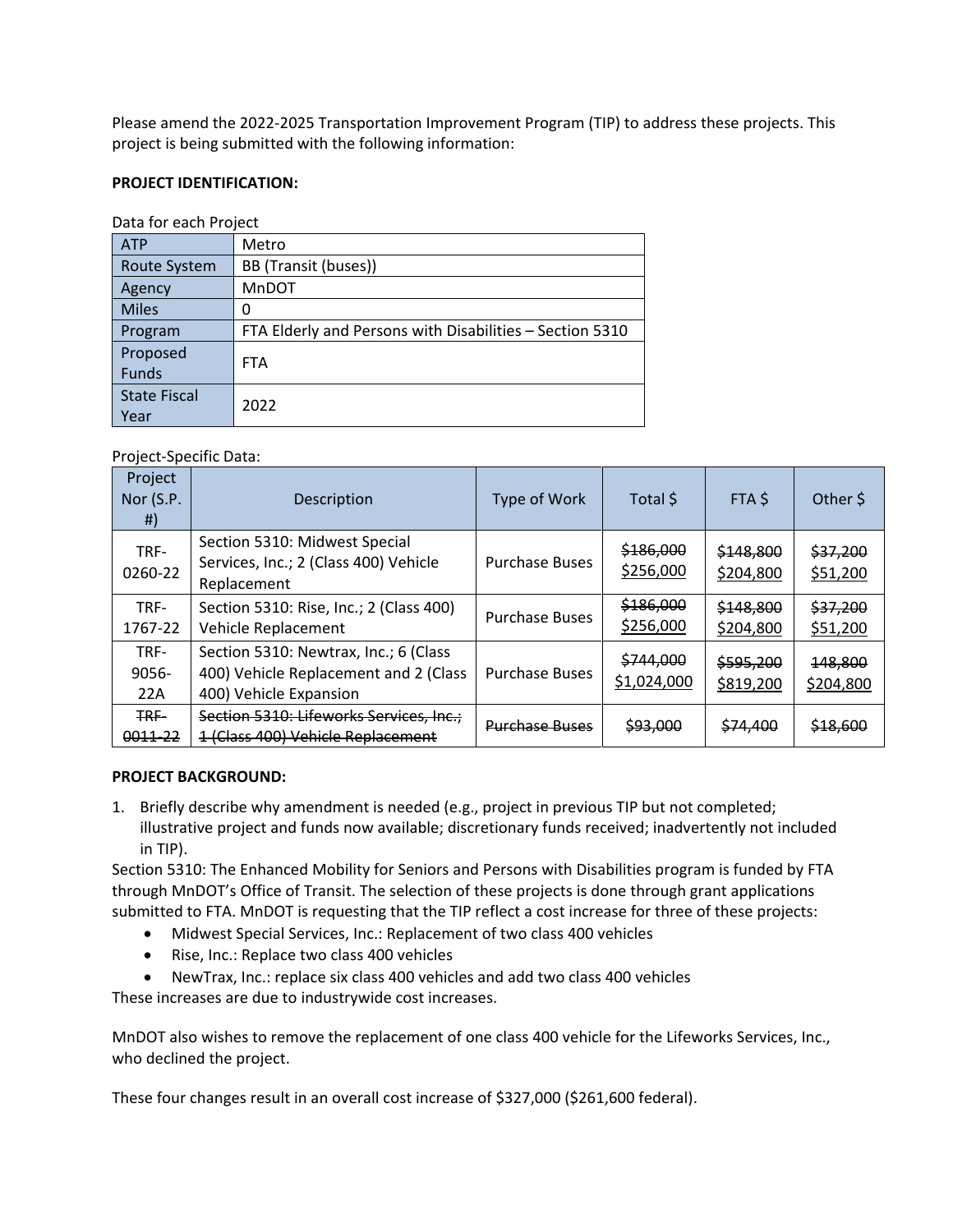Please amend the 2022-2025 Transportation Improvement Program (TIP) to address these projects. This project is being submitted with the following information:

**PROJECT IDENTIFICATION:**

Data for each Project

| | |
|---|---|
| ATP | Metro |
| Route System | BB (Transit (buses)) |
| Agency | MnDOT |
| Miles | 0 |
| Program | FTA Elderly and Persons with Disabilities – Section 5310 |
| Proposed Funds | FTA |
| State Fiscal Year | 2022 |

Project-Specific Data:

| Project Nor (S.P. #) | Description | Type of Work | Total $ | FTA $ | Other $ |
|---|---|---|---|---|---|
| TRF-0260-22 | Section 5310: Midwest Special Services, Inc.; 2 (Class 400) Vehicle Replacement | Purchase Buses | ~~$186,000~~ <u>$256,000</u> | ~~$148,800~~ <u>$204,800</u> | ~~$37,200~~ <u>$51,200</u> |
| TRF-1767-22 | Section 5310: Rise, Inc.; 2 (Class 400) Vehicle Replacement | Purchase Buses | ~~$186,000~~ <u>$256,000</u> | ~~$148,800~~ <u>$204,800</u> | ~~$37,200~~ <u>$51,200</u> |
| TRF-9056-22A | Section 5310: Newtrax, Inc.; 6 (Class 400) Vehicle Replacement and 2 (Class 400) Vehicle Expansion | Purchase Buses | ~~$744,000~~ <u>$1,024,000</u> | ~~$595,200~~ <u>$819,200</u> | ~~148,800~~ <u>$204,800</u> |
| ~~TRF-0011-22~~ | ~~Section 5310: Lifeworks Services, Inc.; 1 (Class 400) Vehicle Replacement~~ | ~~Purchase Buses~~ | ~~$93,000~~ | ~~$74,400~~ | ~~$18,600~~ |

**PROJECT BACKGROUND:**

1. Briefly describe why amendment is needed (e.g., project in previous TIP but not completed; illustrative project and funds now available; discretionary funds received; inadvertently not included in TIP).

Section 5310: The Enhanced Mobility for Seniors and Persons with Disabilities program is funded by FTA through MnDOT's Office of Transit. The selection of these projects is done through grant applications submitted to FTA. MnDOT is requesting that the TIP reflect a cost increase for three of these projects:

- Midwest Special Services, Inc.: Replacement of two class 400 vehicles
- Rise, Inc.: Replace two class 400 vehicles
- NewTrax, Inc.: replace six class 400 vehicles and add two class 400 vehicles

These increases are due to industrywide cost increases.

MnDOT also wishes to remove the replacement of one class 400 vehicle for the Lifeworks Services, Inc., who declined the project.

These four changes result in an overall cost increase of $327,000 ($261,600 federal).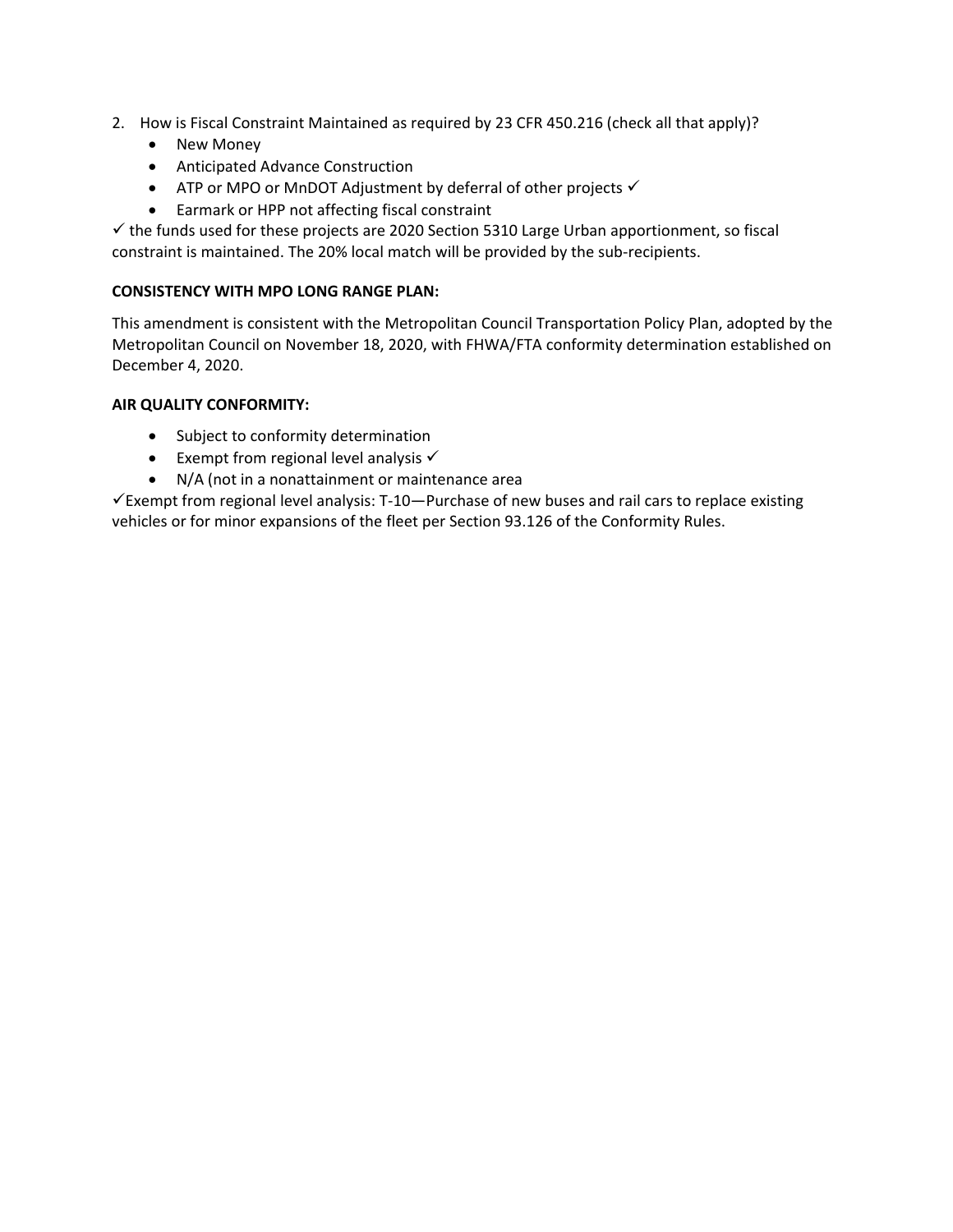2. How is Fiscal Constraint Maintained as required by 23 CFR 450.216 (check all that apply)?
    - New Money
    - Anticipated Advance Construction
    - ATP or MPO or MnDOT Adjustment by deferral of other projects ✓
    - Earmark or HPP not affecting fiscal constraint

✓ the funds used for these projects are 2020 Section 5310 Large Urban apportionment, so fiscal constraint is maintained. The 20% local match will be provided by the sub-recipients.

**CONSISTENCY WITH MPO LONG RANGE PLAN:**

This amendment is consistent with the Metropolitan Council Transportation Policy Plan, adopted by the Metropolitan Council on November 18, 2020, with FHWA/FTA conformity determination established on December 4, 2020.

**AIR QUALITY CONFORMITY:**

- Subject to conformity determination
- Exempt from regional level analysis ✓
- N/A (not in a nonattainment or maintenance area

✓Exempt from regional level analysis: T-10—Purchase of new buses and rail cars to replace existing vehicles or for minor expansions of the fleet per Section 93.126 of the Conformity Rules.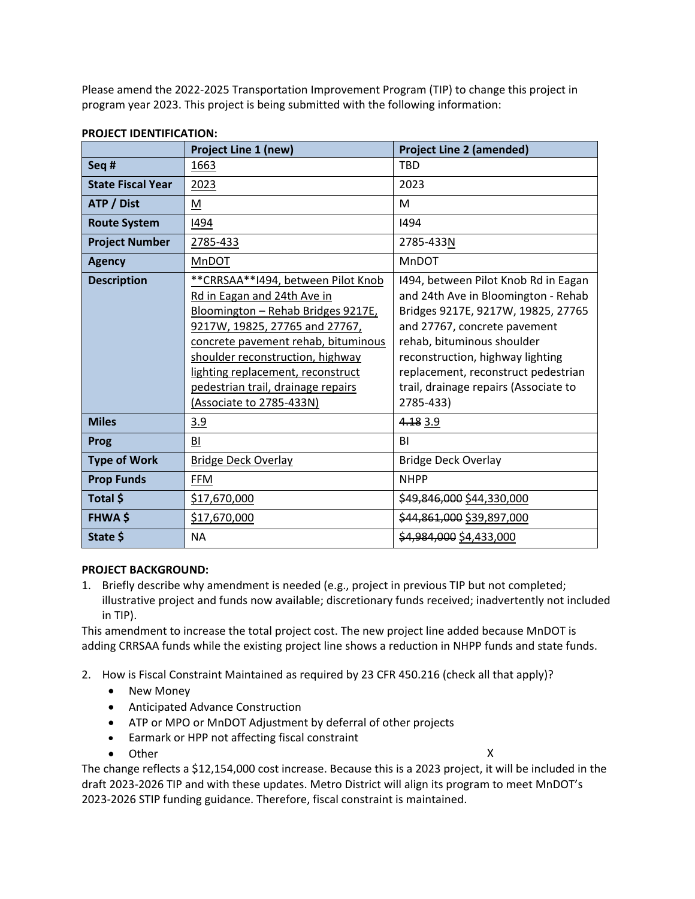Please amend the 2022-2025 Transportation Improvement Program (TIP) to change this project in program year 2023. This project is being submitted with the following information:

**PROJECT IDENTIFICATION:**

| | Project Line 1 (new) | Project Line 2 (amended) |
|---|---|---|
| **Seq #** | <u>1663</u> | TBD |
| **State Fiscal Year** | <u>2023</u> | 2023 |
| **ATP / Dist** | <u>M</u> | M |
| **Route System** | <u>I494</u> | I494 |
| **Project Number** | <u>2785-433</u> | 2785-433<u>N</u> |
| **Agency** | <u>MnDOT</u> | MnDOT |
| **Description** | <u>**CRRSAA**I494, between Pilot Knob Rd in Eagan and 24th Ave in Bloomington – Rehab Bridges 9217E, 9217W, 19825, 27765 and 27767, concrete pavement rehab, bituminous shoulder reconstruction, highway lighting replacement, reconstruct pedestrian trail, drainage repairs (Associate to 2785-433N)</u> | I494, between Pilot Knob Rd in Eagan and 24th Ave in Bloomington - Rehab Bridges 9217E, 9217W, 19825, 27765 and 27767, concrete pavement rehab, bituminous shoulder reconstruction, highway lighting replacement, reconstruct pedestrian trail, drainage repairs (Associate to 2785-433) |
| **Miles** | <u>3.9</u> | ~~4.18~~ <u>3.9</u> |
| **Prog** | <u>BI</u> | BI |
| **Type of Work** | <u>Bridge Deck Overlay</u> | Bridge Deck Overlay |
| **Prop Funds** | <u>FFM</u> | NHPP |
| **Total $** | <u>$17,670,000</u> | ~~$49,846,000~~ <u>$44,330,000</u> |
| **FHWA $** | <u>$17,670,000</u> | ~~$44,861,000~~ <u>$39,897,000</u> |
| **State $** | NA | ~~$4,984,000~~ <u>$4,433,000</u> |

**PROJECT BACKGROUND:**

1. Briefly describe why amendment is needed (e.g., project in previous TIP but not completed; illustrative project and funds now available; discretionary funds received; inadvertently not included in TIP).

This amendment to increase the total project cost. The new project line added because MnDOT is adding CRRSAA funds while the existing project line shows a reduction in NHPP funds and state funds.

2. How is Fiscal Constraint Maintained as required by 23 CFR 450.216 (check all that apply)?
   - New Money
   - Anticipated Advance Construction
   - ATP or MPO or MnDOT Adjustment by deferral of other projects
   - Earmark or HPP not affecting fiscal constraint
   - Other X

The change reflects a $12,154,000 cost increase. Because this is a 2023 project, it will be included in the draft 2023-2026 TIP and with these updates. Metro District will align its program to meet MnDOT's 2023-2026 STIP funding guidance. Therefore, fiscal constraint is maintained.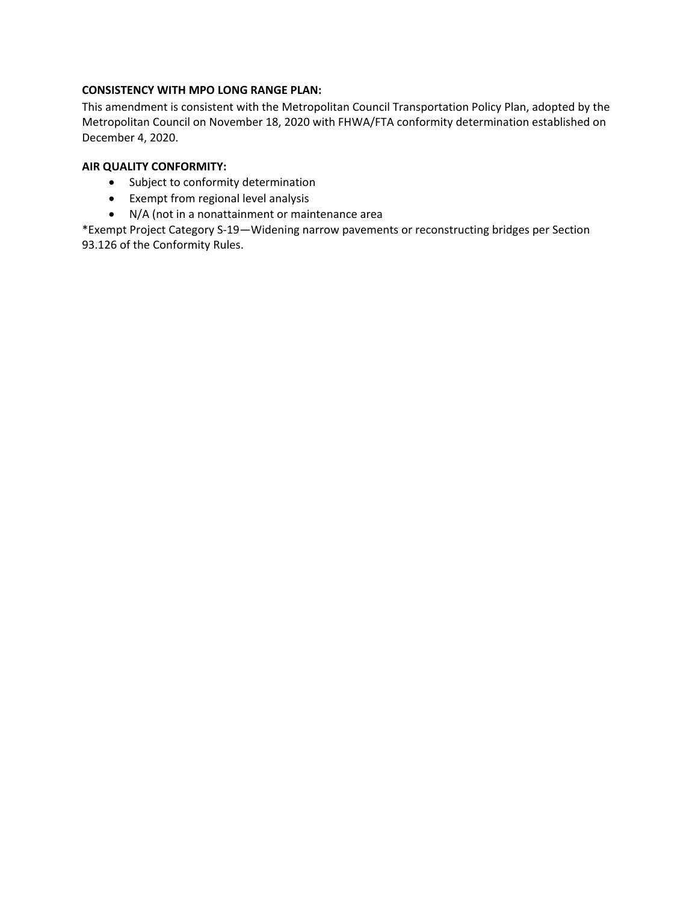**CONSISTENCY WITH MPO LONG RANGE PLAN:**

This amendment is consistent with the Metropolitan Council Transportation Policy Plan, adopted by the Metropolitan Council on November 18, 2020 with FHWA/FTA conformity determination established on December 4, 2020.

**AIR QUALITY CONFORMITY:**

- Subject to conformity determination
- Exempt from regional level analysis
- N/A (not in a nonattainment or maintenance area

*Exempt Project Category S-19—Widening narrow pavements or reconstructing bridges per Section 93.126 of the Conformity Rules.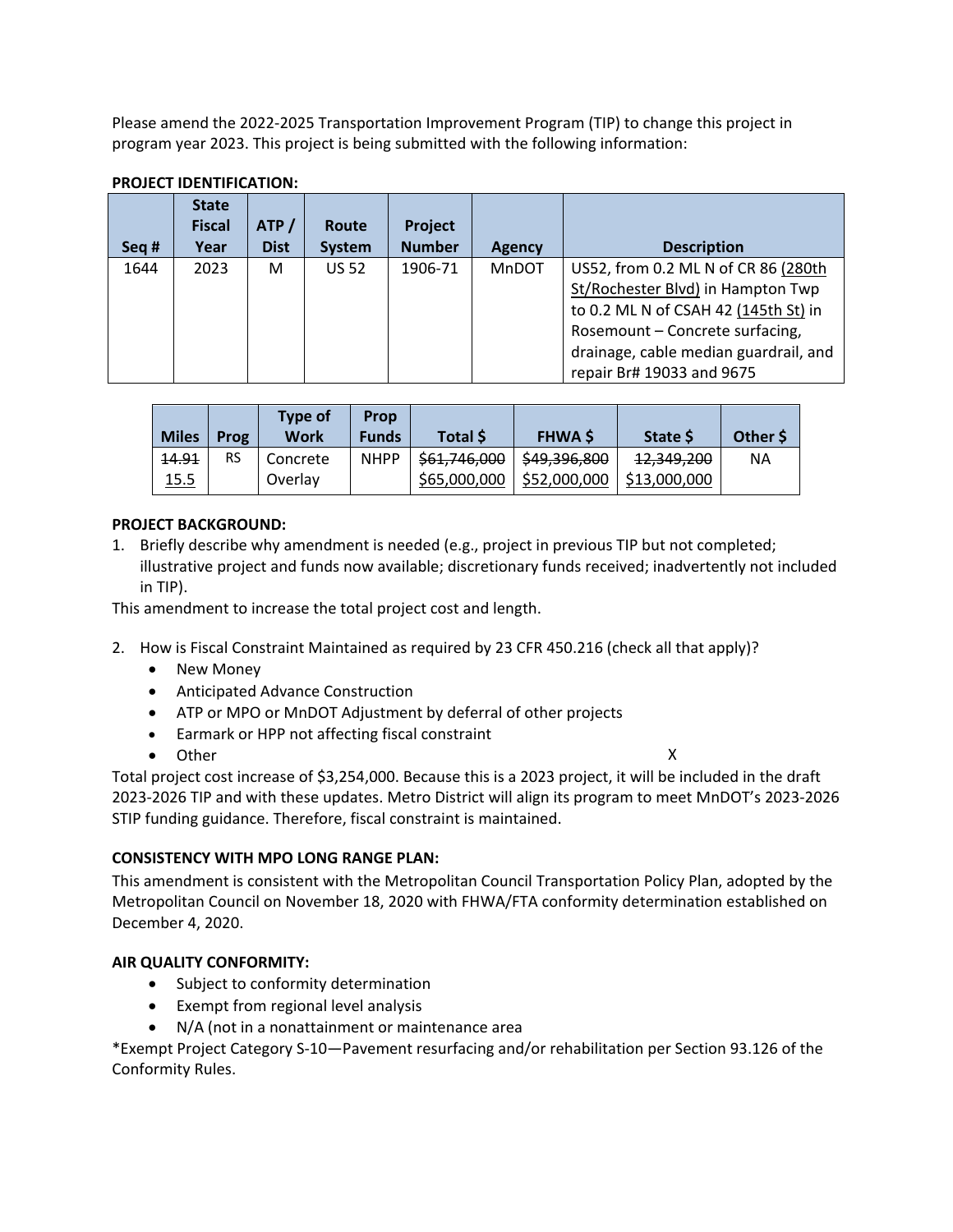Please amend the 2022-2025 Transportation Improvement Program (TIP) to change this project in program year 2023. This project is being submitted with the following information:

**PROJECT IDENTIFICATION:**

| Seq # | State Fiscal Year | ATP / Dist | Route System | Project Number | Agency | Description |
|---|---|---|---|---|---|---|
| 1644 | 2023 | M | US 52 | 1906-71 | MnDOT | US52, from 0.2 ML N of CR 86 <u>(280th St/Rochester Blvd)</u> in Hampton Twp to 0.2 ML N of CSAH 42 <u>(145th St)</u> in Rosemount – Concrete surfacing, drainage, cable median guardrail, and repair Br# 19033 and 9675 |

| Miles | Prog | Type of Work | Prop Funds | Total $ | FHWA $ | State $ | Other $ |
|---|---|---|---|---|---|---|---|
| ~~14.91~~ <u>15.5</u> | RS | Concrete Overlay | NHPP | ~~$61,746,000~~ <u>$65,000,000</u> | ~~$49,396,800~~ <u>$52,000,000</u> | ~~12,349,200~~ <u>$13,000,000</u> | NA |

**PROJECT BACKGROUND:**

1. Briefly describe why amendment is needed (e.g., project in previous TIP but not completed; illustrative project and funds now available; discretionary funds received; inadvertently not included in TIP).

This amendment to increase the total project cost and length.

2. How is Fiscal Constraint Maintained as required by 23 CFR 450.216 (check all that apply)?
   - New Money
   - Anticipated Advance Construction
   - ATP or MPO or MnDOT Adjustment by deferral of other projects
   - Earmark or HPP not affecting fiscal constraint
   - Other X

Total project cost increase of $3,254,000. Because this is a 2023 project, it will be included in the draft 2023-2026 TIP and with these updates. Metro District will align its program to meet MnDOT's 2023-2026 STIP funding guidance. Therefore, fiscal constraint is maintained.

**CONSISTENCY WITH MPO LONG RANGE PLAN:**

This amendment is consistent with the Metropolitan Council Transportation Policy Plan, adopted by the Metropolitan Council on November 18, 2020 with FHWA/FTA conformity determination established on December 4, 2020.

**AIR QUALITY CONFORMITY:**

- Subject to conformity determination
- Exempt from regional level analysis
- N/A (not in a nonattainment or maintenance area

*Exempt Project Category S-10—Pavement resurfacing and/or rehabilitation per Section 93.126 of the Conformity Rules.